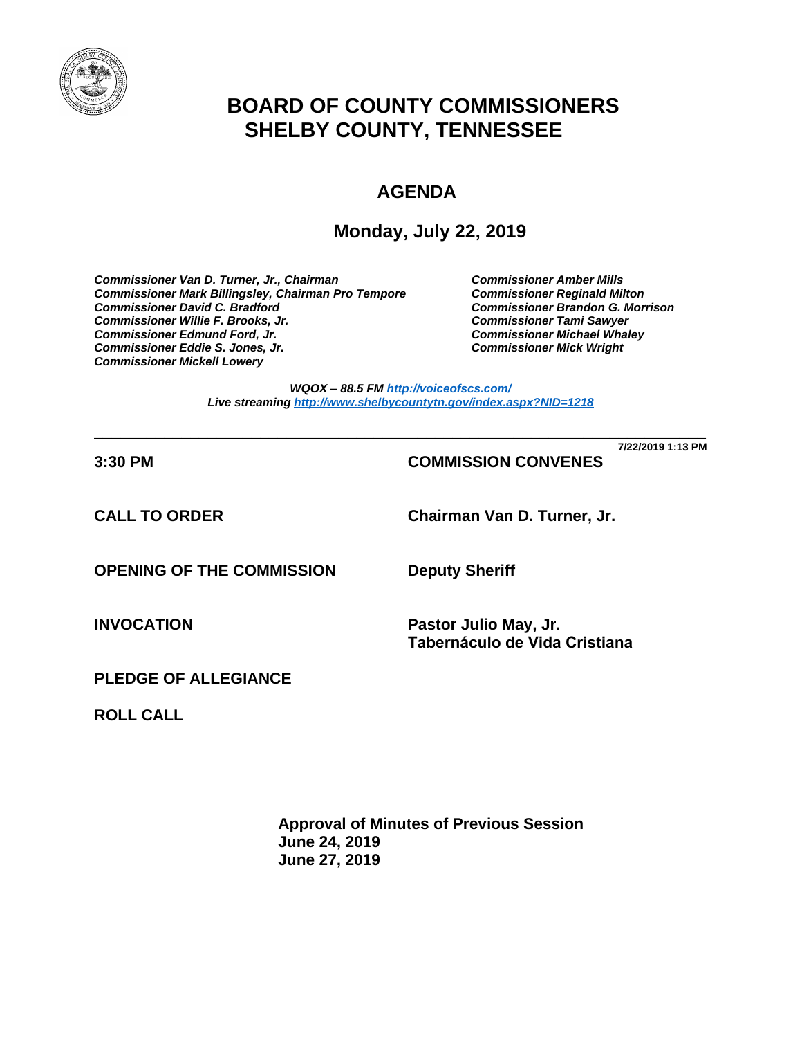# BOARD OF COUNTY COMMISSIONERS
# SHELBY COUNTY, TENNESSEE

## AGENDA

### Monday, July 22, 2019

***Commissioner Van D. Turner, Jr., Chairman***
***Commissioner Mark Billingsley, Chairman Pro Tempore***
***Commissioner David C. Bradford***
***Commissioner Willie F. Brooks, Jr.***
***Commissioner Edmund Ford, Jr.***
***Commissioner Eddie S. Jones, Jr.***
***Commissioner Mickell Lowery***
***Commissioner Amber Mills***
***Commissioner Reginald Milton***
***Commissioner Brandon G. Morrison***
***Commissioner Tami Sawyer***
***Commissioner Michael Whaley***
***Commissioner Mick Wright***

***WQOX – 88.5 FM [http://voiceofscs.com/](http://voiceofscs.com/)***
***Live streaming [http://www.shelbycountytn.gov/index.aspx?NID=1218](http://www.shelbycountytn.gov/index.aspx?NID=1218)***

---

**7/22/2019 1:13 PM**

**3:30 PM** **COMMISSION CONVENES**

**CALL TO ORDER** **Chairman Van D. Turner, Jr.**

**OPENING OF THE COMMISSION** **Deputy Sheriff**

**INVOCATION** **Pastor Julio May, Jr.**
**Tabernáculo de Vida Cristiana**

**PLEDGE OF ALLEGIANCE**

**ROLL CALL**

**<u>Approval of Minutes of Previous Session</u>**
**June 24, 2019**
**June 27, 2019**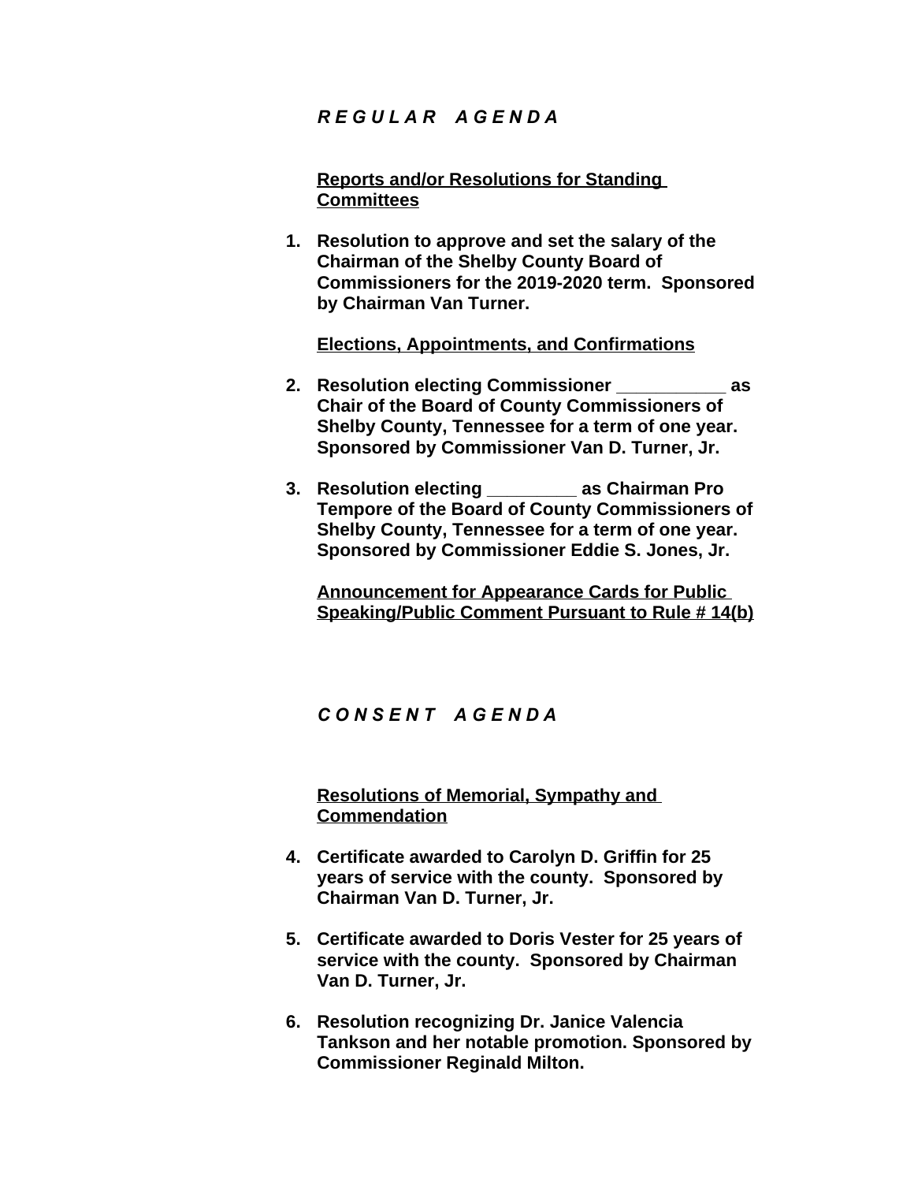## *R E G U L A R   A G E N D A*

**Reports and/or Resolutions for Standing Committees**

1. **Resolution to approve and set the salary of the Chairman of the Shelby County Board of Commissioners for the 2019-2020 term. Sponsored by Chairman Van Turner.**

**Elections, Appointments, and Confirmations**

2. **Resolution electing Commissioner ___________ as Chair of the Board of County Commissioners of Shelby County, Tennessee for a term of one year. Sponsored by Commissioner Van D. Turner, Jr.**

3. **Resolution electing _________ as Chairman Pro Tempore of the Board of County Commissioners of Shelby County, Tennessee for a term of one year. Sponsored by Commissioner Eddie S. Jones, Jr.**

**Announcement for Appearance Cards for Public Speaking/Public Comment Pursuant to Rule # 14(b)**

## *C O N S E N T   A G E N D A*

**Resolutions of Memorial, Sympathy and Commendation**

4. **Certificate awarded to Carolyn D. Griffin for 25 years of service with the county. Sponsored by Chairman Van D. Turner, Jr.**

5. **Certificate awarded to Doris Vester for 25 years of service with the county. Sponsored by Chairman Van D. Turner, Jr.**

6. **Resolution recognizing Dr. Janice Valencia Tankson and her notable promotion. Sponsored by Commissioner Reginald Milton.**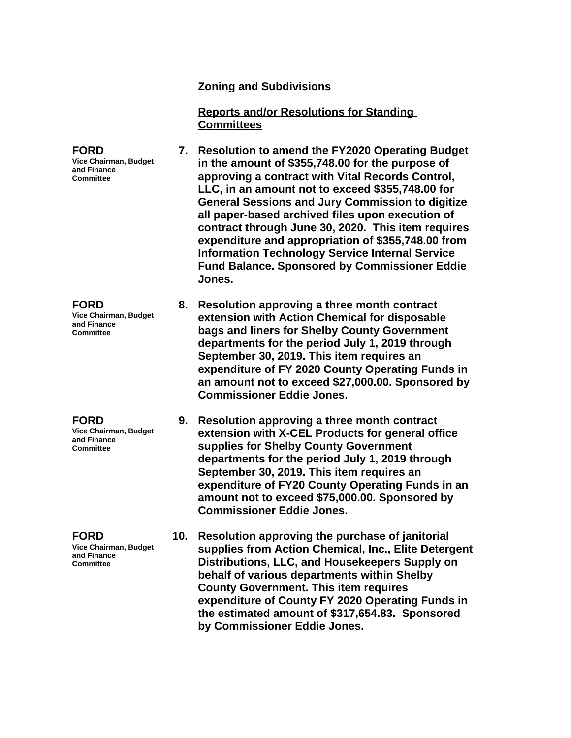**Zoning and Subdivisions**

**Reports and/or Resolutions for Standing Committees**

**FORD**
Vice Chairman, Budget and Finance Committee

7. **Resolution to amend the FY2020 Operating Budget in the amount of $355,748.00 for the purpose of approving a contract with Vital Records Control, LLC, in an amount not to exceed $355,748.00 for General Sessions and Jury Commission to digitize all paper-based archived files upon execution of contract through June 30, 2020. This item requires expenditure and appropriation of $355,748.00 from Information Technology Service Internal Service Fund Balance. Sponsored by Commissioner Eddie Jones.**

**FORD**
Vice Chairman, Budget and Finance Committee

8. **Resolution approving a three month contract extension with Action Chemical for disposable bags and liners for Shelby County Government departments for the period July 1, 2019 through September 30, 2019. This item requires an expenditure of FY 2020 County Operating Funds in an amount not to exceed $27,000.00. Sponsored by Commissioner Eddie Jones.**

**FORD**
Vice Chairman, Budget and Finance Committee

9. **Resolution approving a three month contract extension with X-CEL Products for general office supplies for Shelby County Government departments for the period July 1, 2019 through September 30, 2019. This item requires an expenditure of FY20 County Operating Funds in an amount not to exceed $75,000.00. Sponsored by Commissioner Eddie Jones.**

**FORD**
Vice Chairman, Budget and Finance Committee

10. **Resolution approving the purchase of janitorial supplies from Action Chemical, Inc., Elite Detergent Distributions, LLC, and Housekeepers Supply on behalf of various departments within Shelby County Government. This item requires expenditure of County FY 2020 Operating Funds in the estimated amount of $317,654.83. Sponsored by Commissioner Eddie Jones.**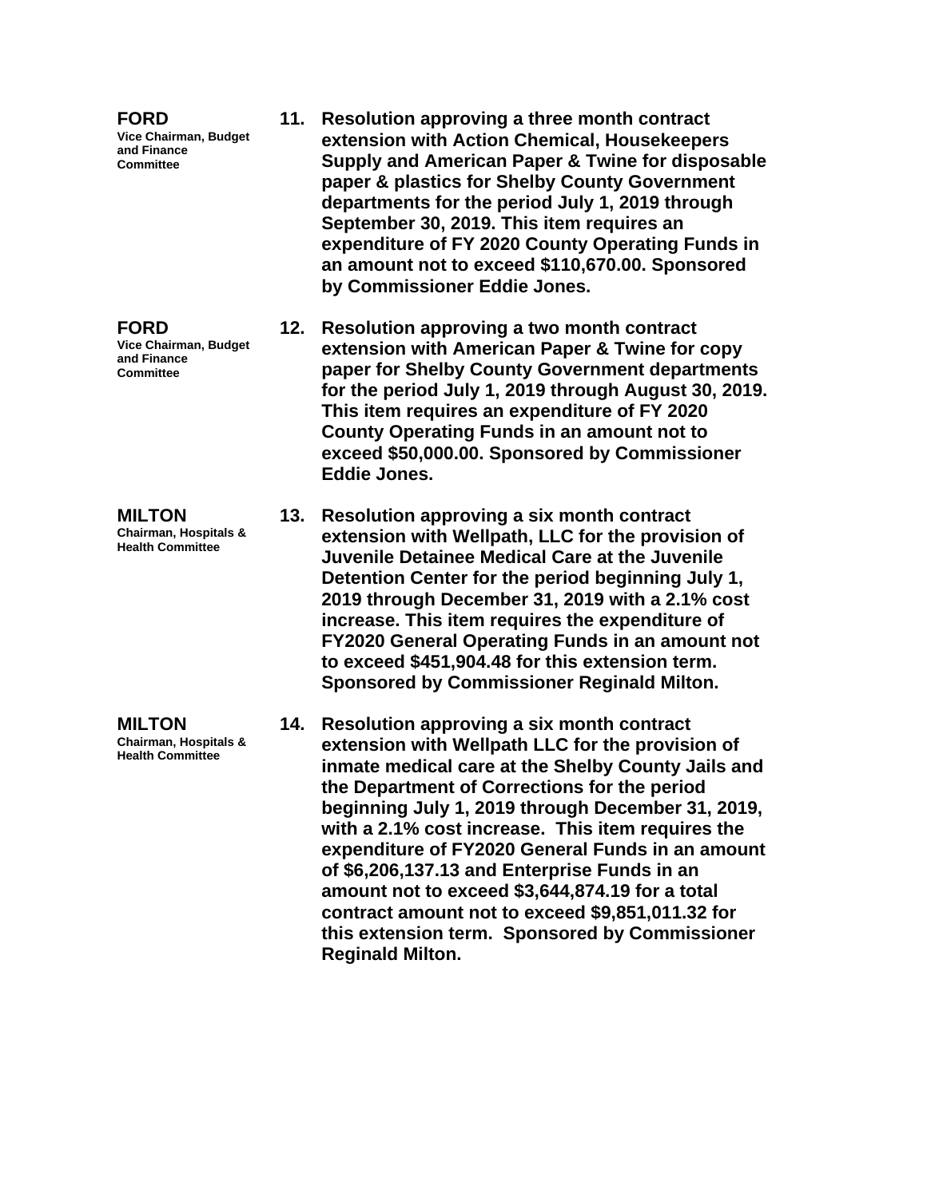**FORD**
**Vice Chairman, Budget and Finance Committee**

**11. Resolution approving a three month contract extension with Action Chemical, Housekeepers Supply and American Paper & Twine for disposable paper & plastics for Shelby County Government departments for the period July 1, 2019 through September 30, 2019. This item requires an expenditure of FY 2020 County Operating Funds in an amount not to exceed $110,670.00. Sponsored by Commissioner Eddie Jones.**

**FORD**
**Vice Chairman, Budget and Finance Committee**

**12. Resolution approving a two month contract extension with American Paper & Twine for copy paper for Shelby County Government departments for the period July 1, 2019 through August 30, 2019. This item requires an expenditure of FY 2020 County Operating Funds in an amount not to exceed $50,000.00. Sponsored by Commissioner Eddie Jones.**

**MILTON**
**Chairman, Hospitals & Health Committee**

**13. Resolution approving a six month contract extension with Wellpath, LLC for the provision of Juvenile Detainee Medical Care at the Juvenile Detention Center for the period beginning July 1, 2019 through December 31, 2019 with a 2.1% cost increase. This item requires the expenditure of FY2020 General Operating Funds in an amount not to exceed $451,904.48 for this extension term. Sponsored by Commissioner Reginald Milton.**

**MILTON**
**Chairman, Hospitals & Health Committee**

**14. Resolution approving a six month contract extension with Wellpath LLC for the provision of inmate medical care at the Shelby County Jails and the Department of Corrections for the period beginning July 1, 2019 through December 31, 2019, with a 2.1% cost increase. This item requires the expenditure of FY2020 General Funds in an amount of $6,206,137.13 and Enterprise Funds in an amount not to exceed $3,644,874.19 for a total contract amount not to exceed $9,851,011.32 for this extension term. Sponsored by Commissioner Reginald Milton.**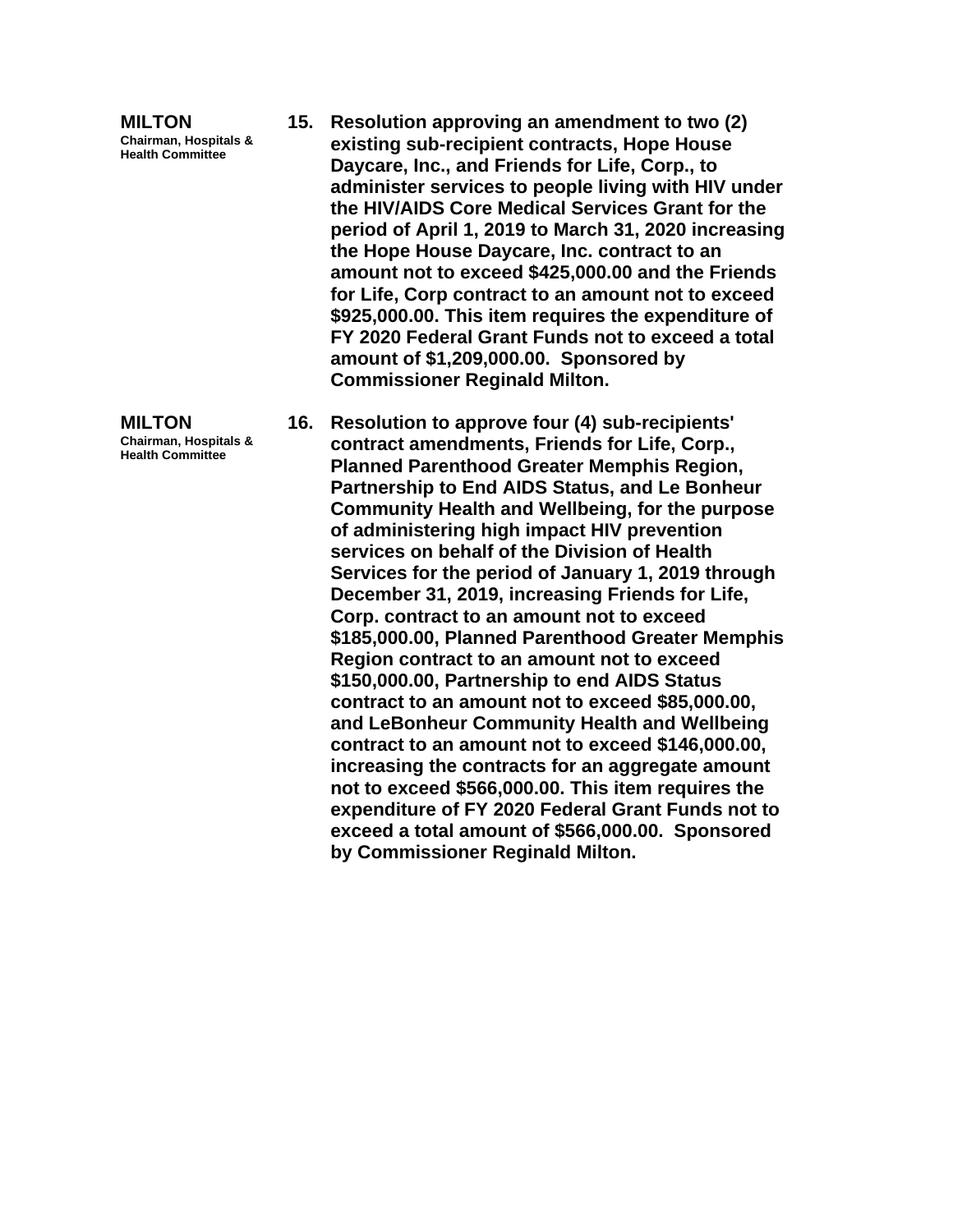**MILTON**
**Chairman, Hospitals & Health Committee**

**15. Resolution approving an amendment to two (2) existing sub-recipient contracts, Hope House Daycare, Inc., and Friends for Life, Corp., to administer services to people living with HIV under the HIV/AIDS Core Medical Services Grant for the period of April 1, 2019 to March 31, 2020 increasing the Hope House Daycare, Inc. contract to an amount not to exceed $425,000.00 and the Friends for Life, Corp contract to an amount not to exceed $925,000.00. This item requires the expenditure of FY 2020 Federal Grant Funds not to exceed a total amount of $1,209,000.00. Sponsored by Commissioner Reginald Milton.**

**MILTON**
**Chairman, Hospitals & Health Committee**

**16. Resolution to approve four (4) sub-recipients' contract amendments, Friends for Life, Corp., Planned Parenthood Greater Memphis Region, Partnership to End AIDS Status, and Le Bonheur Community Health and Wellbeing, for the purpose of administering high impact HIV prevention services on behalf of the Division of Health Services for the period of January 1, 2019 through December 31, 2019, increasing Friends for Life, Corp. contract to an amount not to exceed $185,000.00, Planned Parenthood Greater Memphis Region contract to an amount not to exceed $150,000.00, Partnership to end AIDS Status contract to an amount not to exceed $85,000.00, and LeBonheur Community Health and Wellbeing contract to an amount not to exceed $146,000.00, increasing the contracts for an aggregate amount not to exceed $566,000.00. This item requires the expenditure of FY 2020 Federal Grant Funds not to exceed a total amount of $566,000.00. Sponsored by Commissioner Reginald Milton.**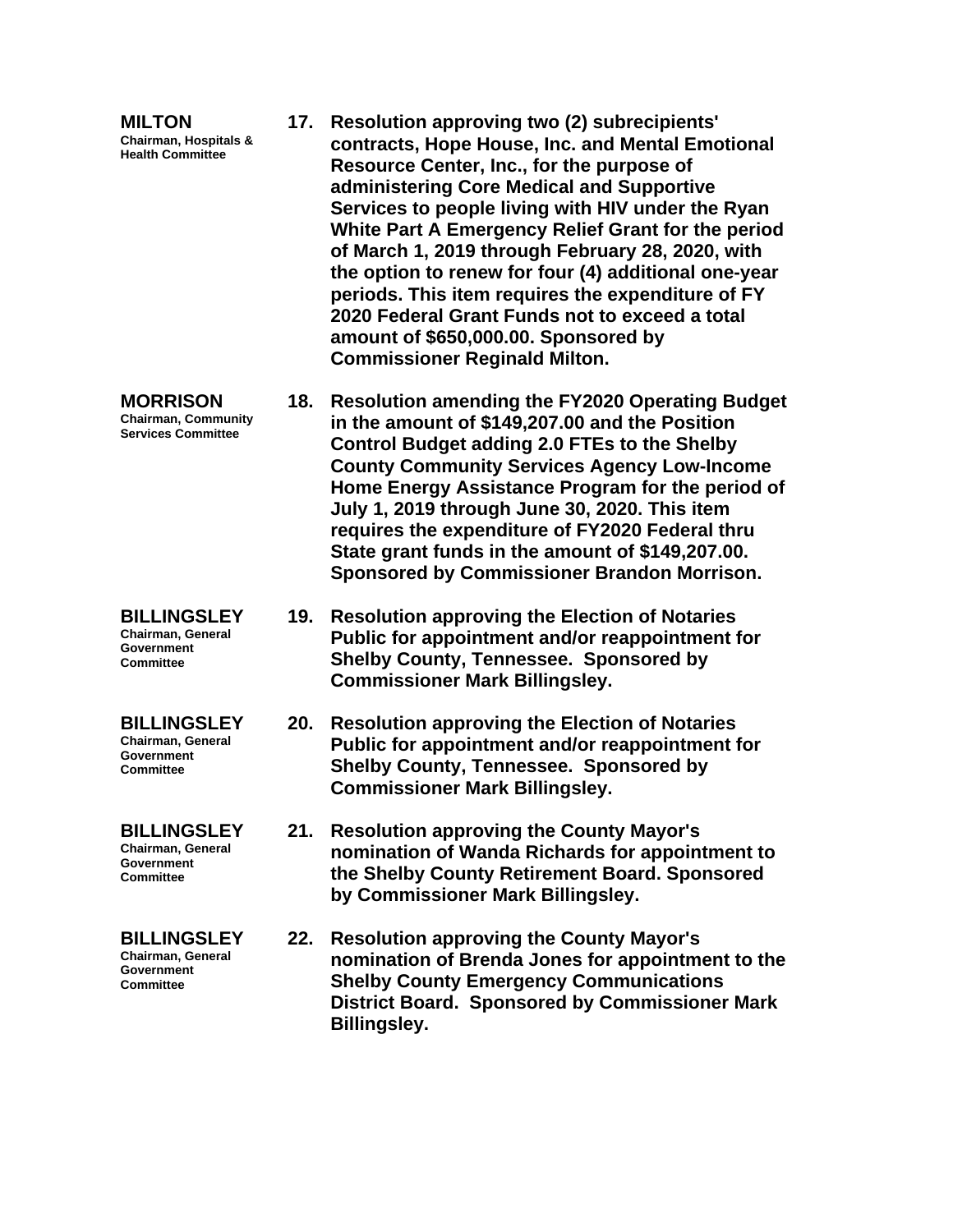**MILTON**
Chairman, Hospitals & Health Committee

**17. Resolution approving two (2) subrecipients' contracts, Hope House, Inc. and Mental Emotional Resource Center, Inc., for the purpose of administering Core Medical and Supportive Services to people living with HIV under the Ryan White Part A Emergency Relief Grant for the period of March 1, 2019 through February 28, 2020, with the option to renew for four (4) additional one-year periods. This item requires the expenditure of FY 2020 Federal Grant Funds not to exceed a total amount of $650,000.00. Sponsored by Commissioner Reginald Milton.**

**MORRISON**
Chairman, Community Services Committee

**18. Resolution amending the FY2020 Operating Budget in the amount of $149,207.00 and the Position Control Budget adding 2.0 FTEs to the Shelby County Community Services Agency Low-Income Home Energy Assistance Program for the period of July 1, 2019 through June 30, 2020. This item requires the expenditure of FY2020 Federal thru State grant funds in the amount of $149,207.00. Sponsored by Commissioner Brandon Morrison.**

**BILLINGSLEY**
Chairman, General Government Committee

**19. Resolution approving the Election of Notaries Public for appointment and/or reappointment for Shelby County, Tennessee. Sponsored by Commissioner Mark Billingsley.**

**BILLINGSLEY**
Chairman, General Government Committee

**20. Resolution approving the Election of Notaries Public for appointment and/or reappointment for Shelby County, Tennessee. Sponsored by Commissioner Mark Billingsley.**

**BILLINGSLEY**
Chairman, General Government Committee

**21. Resolution approving the County Mayor's nomination of Wanda Richards for appointment to the Shelby County Retirement Board. Sponsored by Commissioner Mark Billingsley.**

**BILLINGSLEY**
Chairman, General Government Committee

**22. Resolution approving the County Mayor's nomination of Brenda Jones for appointment to the Shelby County Emergency Communications District Board. Sponsored by Commissioner Mark Billingsley.**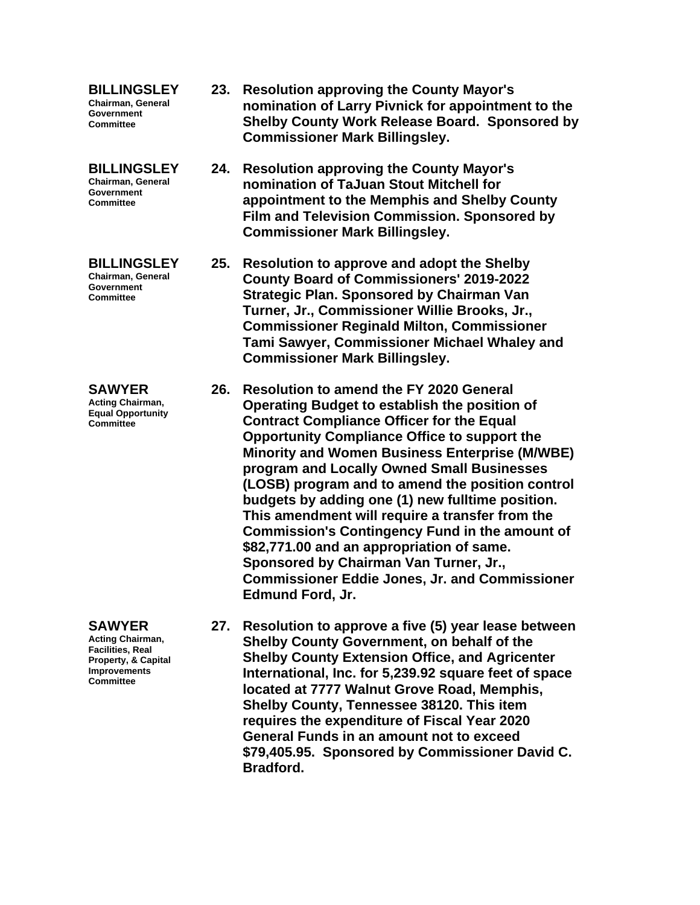**BILLINGSLEY**
Chairman, General Government Committee

**23. Resolution approving the County Mayor's nomination of Larry Pivnick for appointment to the Shelby County Work Release Board. Sponsored by Commissioner Mark Billingsley.**

**BILLINGSLEY**
Chairman, General Government Committee

**24. Resolution approving the County Mayor's nomination of TaJuan Stout Mitchell for appointment to the Memphis and Shelby County Film and Television Commission. Sponsored by Commissioner Mark Billingsley.**

**BILLINGSLEY**
Chairman, General Government Committee

**25. Resolution to approve and adopt the Shelby County Board of Commissioners' 2019-2022 Strategic Plan. Sponsored by Chairman Van Turner, Jr., Commissioner Willie Brooks, Jr., Commissioner Reginald Milton, Commissioner Tami Sawyer, Commissioner Michael Whaley and Commissioner Mark Billingsley.**

**SAWYER**
Acting Chairman, Equal Opportunity Committee

**26. Resolution to amend the FY 2020 General Operating Budget to establish the position of Contract Compliance Officer for the Equal Opportunity Compliance Office to support the Minority and Women Business Enterprise (M/WBE) program and Locally Owned Small Businesses (LOSB) program and to amend the position control budgets by adding one (1) new fulltime position. This amendment will require a transfer from the Commission's Contingency Fund in the amount of $82,771.00 and an appropriation of same. Sponsored by Chairman Van Turner, Jr., Commissioner Eddie Jones, Jr. and Commissioner Edmund Ford, Jr.**

**SAWYER**
Acting Chairman, Facilities, Real Property, & Capital Improvements Committee

**27. Resolution to approve a five (5) year lease between Shelby County Government, on behalf of the Shelby County Extension Office, and Agricenter International, Inc. for 5,239.92 square feet of space located at 7777 Walnut Grove Road, Memphis, Shelby County, Tennessee 38120. This item requires the expenditure of Fiscal Year 2020 General Funds in an amount not to exceed $79,405.95. Sponsored by Commissioner David C. Bradford.**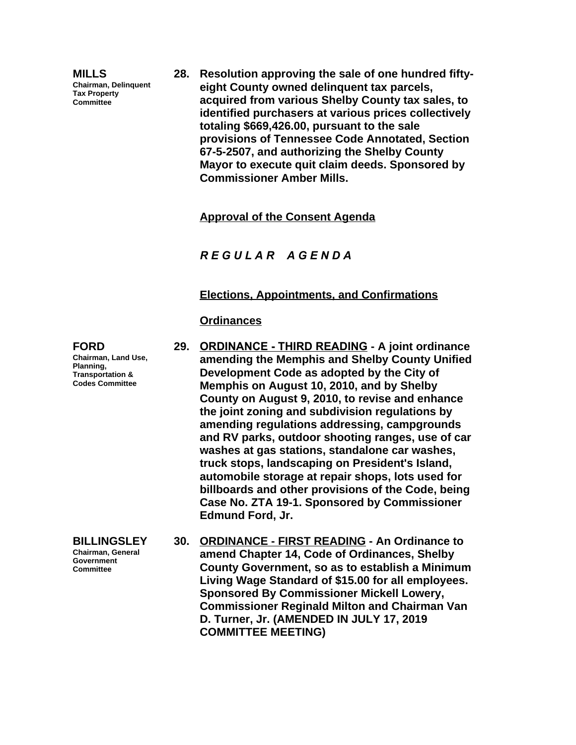**MILLS**
Chairman, Delinquent Tax Property Committee

**28. Resolution approving the sale of one hundred fifty-eight County owned delinquent tax parcels, acquired from various Shelby County tax sales, to identified purchasers at various prices collectively totaling $669,426.00, pursuant to the sale provisions of Tennessee Code Annotated, Section 67-5-2507, and authorizing the Shelby County Mayor to execute quit claim deeds. Sponsored by Commissioner Amber Mills.**

**Approval of the Consent Agenda**

***R E G U L A R   A G E N D A***

**Elections, Appointments, and Confirmations**

**Ordinances**

**FORD**
Chairman, Land Use, Planning, Transportation & Codes Committee

**29. ORDINANCE - THIRD READING - A joint ordinance amending the Memphis and Shelby County Unified Development Code as adopted by the City of Memphis on August 10, 2010, and by Shelby County on August 9, 2010, to revise and enhance the joint zoning and subdivision regulations by amending regulations addressing, campgrounds and RV parks, outdoor shooting ranges, use of car washes at gas stations, standalone car washes, truck stops, landscaping on President's Island, automobile storage at repair shops, lots used for billboards and other provisions of the Code, being Case No. ZTA 19-1. Sponsored by Commissioner Edmund Ford, Jr.**

**BILLINGSLEY**
Chairman, General Government Committee

**30. ORDINANCE - FIRST READING - An Ordinance to amend Chapter 14, Code of Ordinances, Shelby County Government, so as to establish a Minimum Living Wage Standard of $15.00 for all employees. Sponsored By Commissioner Mickell Lowery, Commissioner Reginald Milton and Chairman Van D. Turner, Jr. (AMENDED IN JULY 17, 2019 COMMITTEE MEETING)**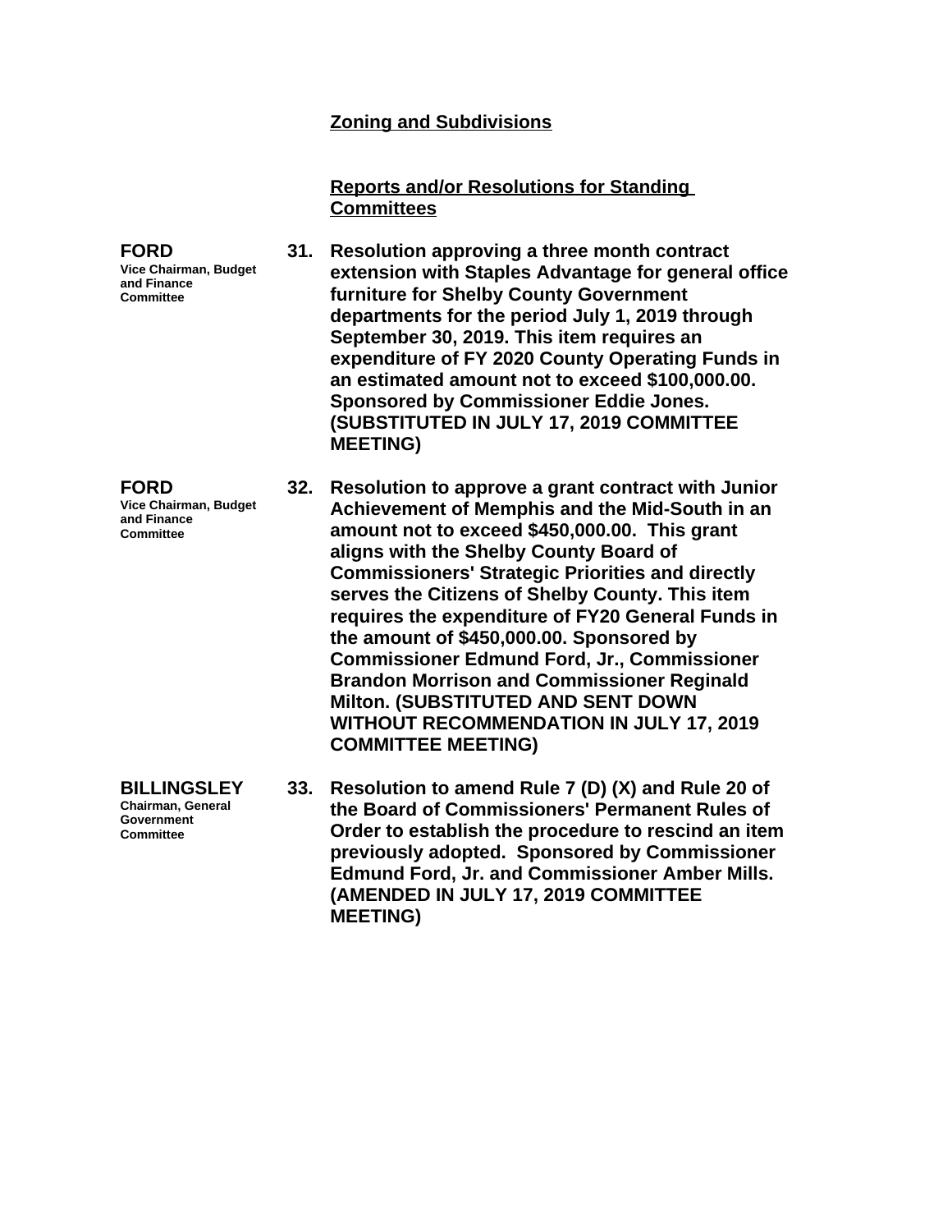## Zoning and Subdivisions

## Reports and/or Resolutions for Standing Committees

**FORD**
Vice Chairman, Budget and Finance Committee

**31. Resolution approving a three month contract extension with Staples Advantage for general office furniture for Shelby County Government departments for the period July 1, 2019 through September 30, 2019. This item requires an expenditure of FY 2020 County Operating Funds in an estimated amount not to exceed $100,000.00. Sponsored by Commissioner Eddie Jones. (SUBSTITUTED IN JULY 17, 2019 COMMITTEE MEETING)**

**FORD**
Vice Chairman, Budget and Finance Committee

**32. Resolution to approve a grant contract with Junior Achievement of Memphis and the Mid-South in an amount not to exceed $450,000.00. This grant aligns with the Shelby County Board of Commissioners' Strategic Priorities and directly serves the Citizens of Shelby County. This item requires the expenditure of FY20 General Funds in the amount of $450,000.00. Sponsored by Commissioner Edmund Ford, Jr., Commissioner Brandon Morrison and Commissioner Reginald Milton. (SUBSTITUTED AND SENT DOWN WITHOUT RECOMMENDATION IN JULY 17, 2019 COMMITTEE MEETING)**

**BILLINGSLEY**
Chairman, General Government Committee

**33. Resolution to amend Rule 7 (D) (X) and Rule 20 of the Board of Commissioners' Permanent Rules of Order to establish the procedure to rescind an item previously adopted. Sponsored by Commissioner Edmund Ford, Jr. and Commissioner Amber Mills. (AMENDED IN JULY 17, 2019 COMMITTEE MEETING)**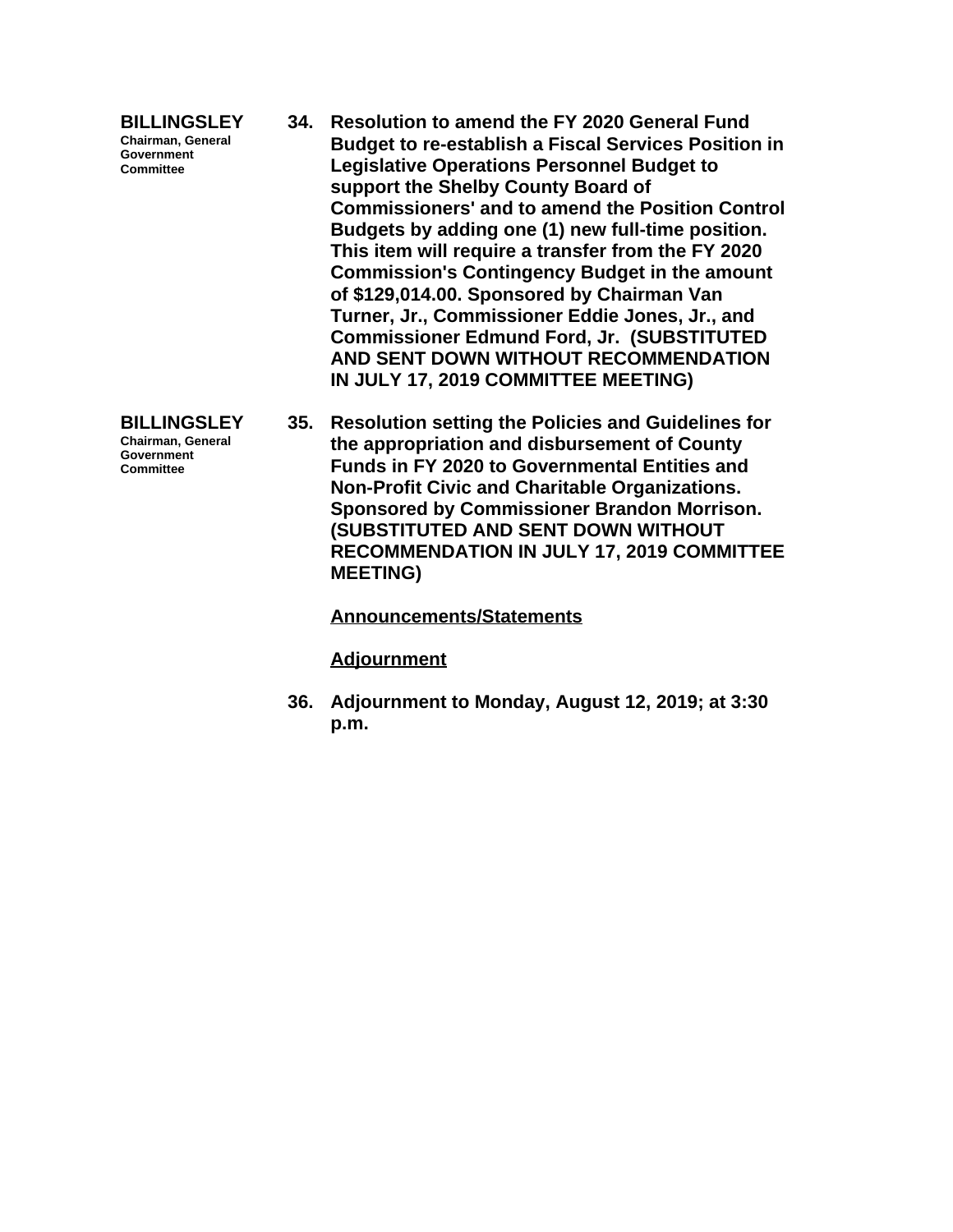**BILLINGSLEY**
**Chairman, General Government Committee**

**34. Resolution to amend the FY 2020 General Fund Budget to re-establish a Fiscal Services Position in Legislative Operations Personnel Budget to support the Shelby County Board of Commissioners' and to amend the Position Control Budgets by adding one (1) new full-time position. This item will require a transfer from the FY 2020 Commission's Contingency Budget in the amount of $129,014.00. Sponsored by Chairman Van Turner, Jr., Commissioner Eddie Jones, Jr., and Commissioner Edmund Ford, Jr. (SUBSTITUTED AND SENT DOWN WITHOUT RECOMMENDATION IN JULY 17, 2019 COMMITTEE MEETING)**

**BILLINGSLEY**
**Chairman, General Government Committee**

**35. Resolution setting the Policies and Guidelines for the appropriation and disbursement of County Funds in FY 2020 to Governmental Entities and Non-Profit Civic and Charitable Organizations. Sponsored by Commissioner Brandon Morrison. (SUBSTITUTED AND SENT DOWN WITHOUT RECOMMENDATION IN JULY 17, 2019 COMMITTEE MEETING)**

**Announcements/Statements**

**Adjournment**

**36. Adjournment to Monday, August 12, 2019; at 3:30 p.m.**